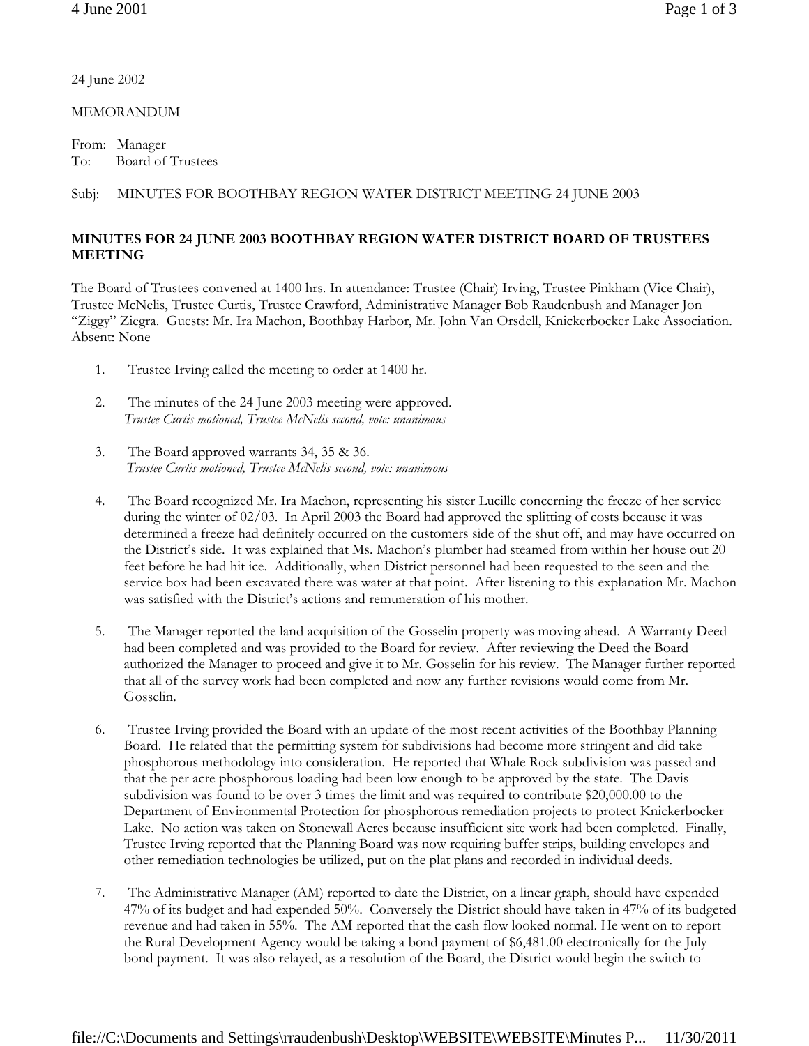24 June 2002

MEMORANDUM

From: Manager
To: Board of Trustees

Subj: MINUTES FOR BOOTHBAY REGION WATER DISTRICT MEETING 24 JUNE 2003

**MINUTES FOR 24 JUNE 2003 BOOTHBAY REGION WATER DISTRICT BOARD OF TRUSTEES MEETING**

The Board of Trustees convened at 1400 hrs. In attendance: Trustee (Chair) Irving, Trustee Pinkham (Vice Chair), Trustee McNelis, Trustee Curtis, Trustee Crawford, Administrative Manager Bob Raudenbush and Manager Jon "Ziggy" Ziegra. Guests: Mr. Ira Machon, Boothbay Harbor, Mr. John Van Orsdell, Knickerbocker Lake Association. Absent: None

1. Trustee Irving called the meeting to order at 1400 hr.

2. The minutes of the 24 June 2003 meeting were approved.
   *Trustee Curtis motioned, Trustee McNelis second, vote: unanimous*

3. The Board approved warrants 34, 35 & 36.
   *Trustee Curtis motioned, Trustee McNelis second, vote: unanimous*

4. The Board recognized Mr. Ira Machon, representing his sister Lucille concerning the freeze of her service during the winter of 02/03. In April 2003 the Board had approved the splitting of costs because it was determined a freeze had definitely occurred on the customers side of the shut off, and may have occurred on the District's side. It was explained that Ms. Machon's plumber had steamed from within her house out 20 feet before he had hit ice. Additionally, when District personnel had been requested to the seen and the service box had been excavated there was water at that point. After listening to this explanation Mr. Machon was satisfied with the District's actions and remuneration of his mother.

5. The Manager reported the land acquisition of the Gosselin property was moving ahead. A Warranty Deed had been completed and was provided to the Board for review. After reviewing the Deed the Board authorized the Manager to proceed and give it to Mr. Gosselin for his review. The Manager further reported that all of the survey work had been completed and now any further revisions would come from Mr. Gosselin.

6. Trustee Irving provided the Board with an update of the most recent activities of the Boothbay Planning Board. He related that the permitting system for subdivisions had become more stringent and did take phosphorous methodology into consideration. He reported that Whale Rock subdivision was passed and that the per acre phosphorous loading had been low enough to be approved by the state. The Davis subdivision was found to be over 3 times the limit and was required to contribute $20,000.00 to the Department of Environmental Protection for phosphorous remediation projects to protect Knickerbocker Lake. No action was taken on Stonewall Acres because insufficient site work had been completed. Finally, Trustee Irving reported that the Planning Board was now requiring buffer strips, building envelopes and other remediation technologies be utilized, put on the plat plans and recorded in individual deeds.

7. The Administrative Manager (AM) reported to date the District, on a linear graph, should have expended 47% of its budget and had expended 50%. Conversely the District should have taken in 47% of its budgeted revenue and had taken in 55%. The AM reported that the cash flow looked normal. He went on to report the Rural Development Agency would be taking a bond payment of $6,481.00 electronically for the July bond payment. It was also relayed, as a resolution of the Board, the District would begin the switch to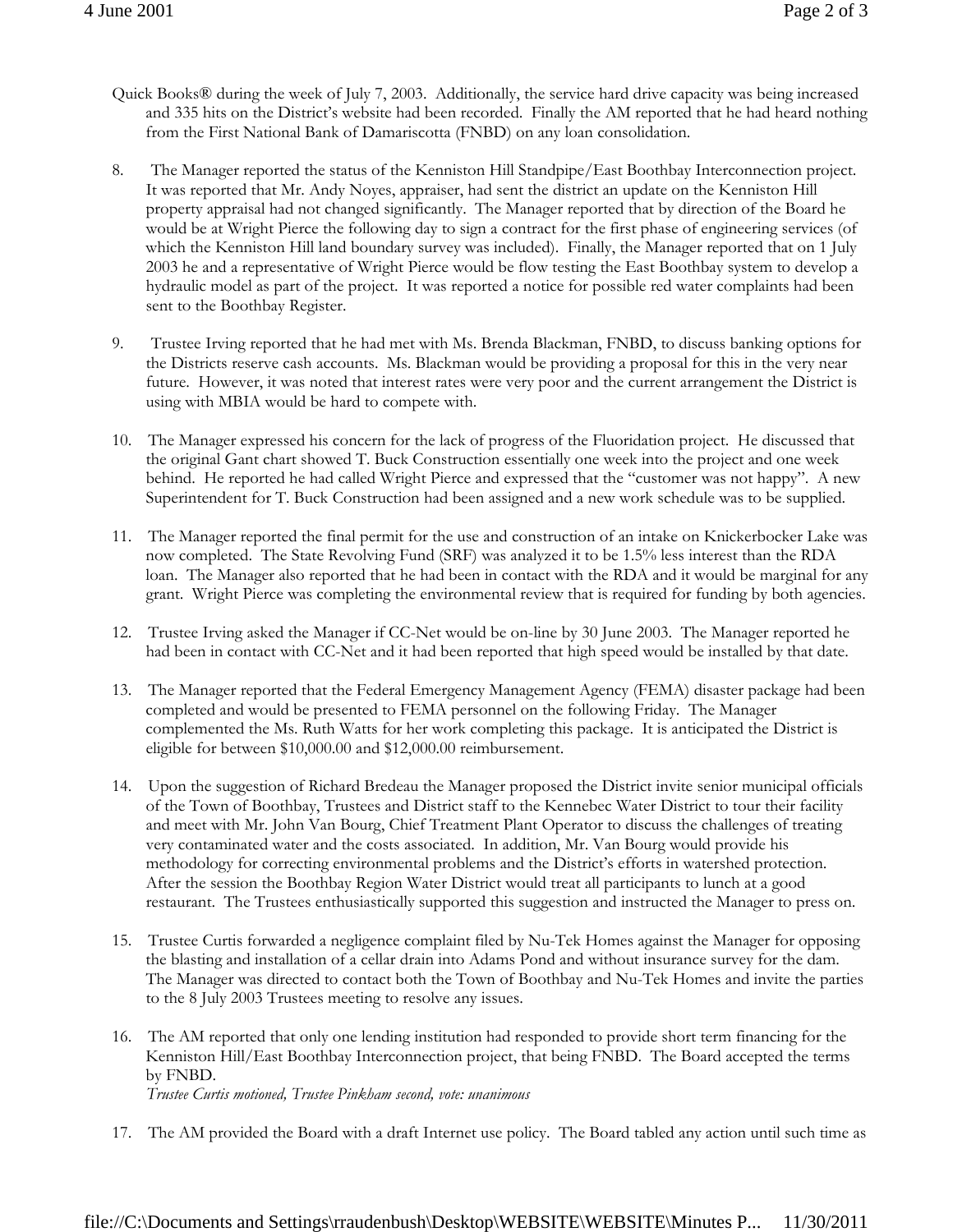Quick Books® during the week of July 7, 2003. Additionally, the service hard drive capacity was being increased and 335 hits on the District's website had been recorded. Finally the AM reported that he had heard nothing from the First National Bank of Damariscotta (FNBD) on any loan consolidation.

8. The Manager reported the status of the Kenniston Hill Standpipe/East Boothbay Interconnection project. It was reported that Mr. Andy Noyes, appraiser, had sent the district an update on the Kenniston Hill property appraisal had not changed significantly. The Manager reported that by direction of the Board he would be at Wright Pierce the following day to sign a contract for the first phase of engineering services (of which the Kenniston Hill land boundary survey was included). Finally, the Manager reported that on 1 July 2003 he and a representative of Wright Pierce would be flow testing the East Boothbay system to develop a hydraulic model as part of the project. It was reported a notice for possible red water complaints had been sent to the Boothbay Register.

9. Trustee Irving reported that he had met with Ms. Brenda Blackman, FNBD, to discuss banking options for the Districts reserve cash accounts. Ms. Blackman would be providing a proposal for this in the very near future. However, it was noted that interest rates were very poor and the current arrangement the District is using with MBIA would be hard to compete with.

10. The Manager expressed his concern for the lack of progress of the Fluoridation project. He discussed that the original Gant chart showed T. Buck Construction essentially one week into the project and one week behind. He reported he had called Wright Pierce and expressed that the "customer was not happy". A new Superintendent for T. Buck Construction had been assigned and a new work schedule was to be supplied.

11. The Manager reported the final permit for the use and construction of an intake on Knickerbocker Lake was now completed. The State Revolving Fund (SRF) was analyzed it to be 1.5% less interest than the RDA loan. The Manager also reported that he had been in contact with the RDA and it would be marginal for any grant. Wright Pierce was completing the environmental review that is required for funding by both agencies.

12. Trustee Irving asked the Manager if CC-Net would be on-line by 30 June 2003. The Manager reported he had been in contact with CC-Net and it had been reported that high speed would be installed by that date.

13. The Manager reported that the Federal Emergency Management Agency (FEMA) disaster package had been completed and would be presented to FEMA personnel on the following Friday. The Manager complemented the Ms. Ruth Watts for her work completing this package. It is anticipated the District is eligible for between $10,000.00 and $12,000.00 reimbursement.

14. Upon the suggestion of Richard Bredeau the Manager proposed the District invite senior municipal officials of the Town of Boothbay, Trustees and District staff to the Kennebec Water District to tour their facility and meet with Mr. John Van Bourg, Chief Treatment Plant Operator to discuss the challenges of treating very contaminated water and the costs associated. In addition, Mr. Van Bourg would provide his methodology for correcting environmental problems and the District's efforts in watershed protection. After the session the Boothbay Region Water District would treat all participants to lunch at a good restaurant. The Trustees enthusiastically supported this suggestion and instructed the Manager to press on.

15. Trustee Curtis forwarded a negligence complaint filed by Nu-Tek Homes against the Manager for opposing the blasting and installation of a cellar drain into Adams Pond and without insurance survey for the dam. The Manager was directed to contact both the Town of Boothbay and Nu-Tek Homes and invite the parties to the 8 July 2003 Trustees meeting to resolve any issues.

16. The AM reported that only one lending institution had responded to provide short term financing for the Kenniston Hill/East Boothbay Interconnection project, that being FNBD. The Board accepted the terms by FNBD.
*Trustee Curtis motioned, Trustee Pinkham second, vote: unanimous*

17. The AM provided the Board with a draft Internet use policy. The Board tabled any action until such time as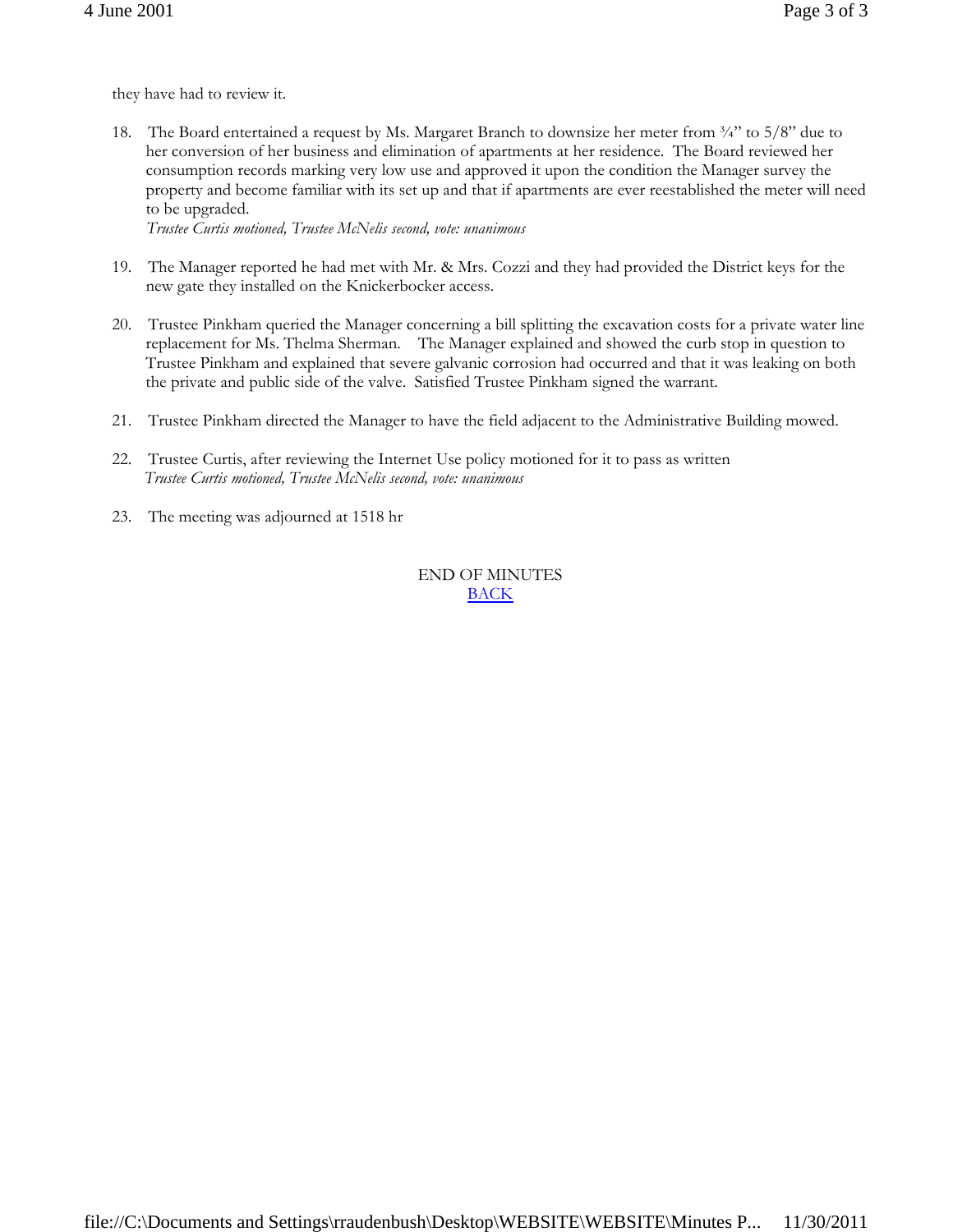they have had to review it.

18. The Board entertained a request by Ms. Margaret Branch to downsize her meter from ¾" to 5/8" due to her conversion of her business and elimination of apartments at her residence. The Board reviewed her consumption records marking very low use and approved it upon the condition the Manager survey the property and become familiar with its set up and that if apartments are ever reestablished the meter will need to be upgraded.
*Trustee Curtis motioned, Trustee McNelis second, vote: unanimous*

19. The Manager reported he had met with Mr. & Mrs. Cozzi and they had provided the District keys for the new gate they installed on the Knickerbocker access.

20. Trustee Pinkham queried the Manager concerning a bill splitting the excavation costs for a private water line replacement for Ms. Thelma Sherman. The Manager explained and showed the curb stop in question to Trustee Pinkham and explained that severe galvanic corrosion had occurred and that it was leaking on both the private and public side of the valve. Satisfied Trustee Pinkham signed the warrant.

21. Trustee Pinkham directed the Manager to have the field adjacent to the Administrative Building mowed.

22. Trustee Curtis, after reviewing the Internet Use policy motioned for it to pass as written
*Trustee Curtis motioned, Trustee McNelis second, vote: unanimous*

23. The meeting was adjourned at 1518 hr

END OF MINUTES
BACK